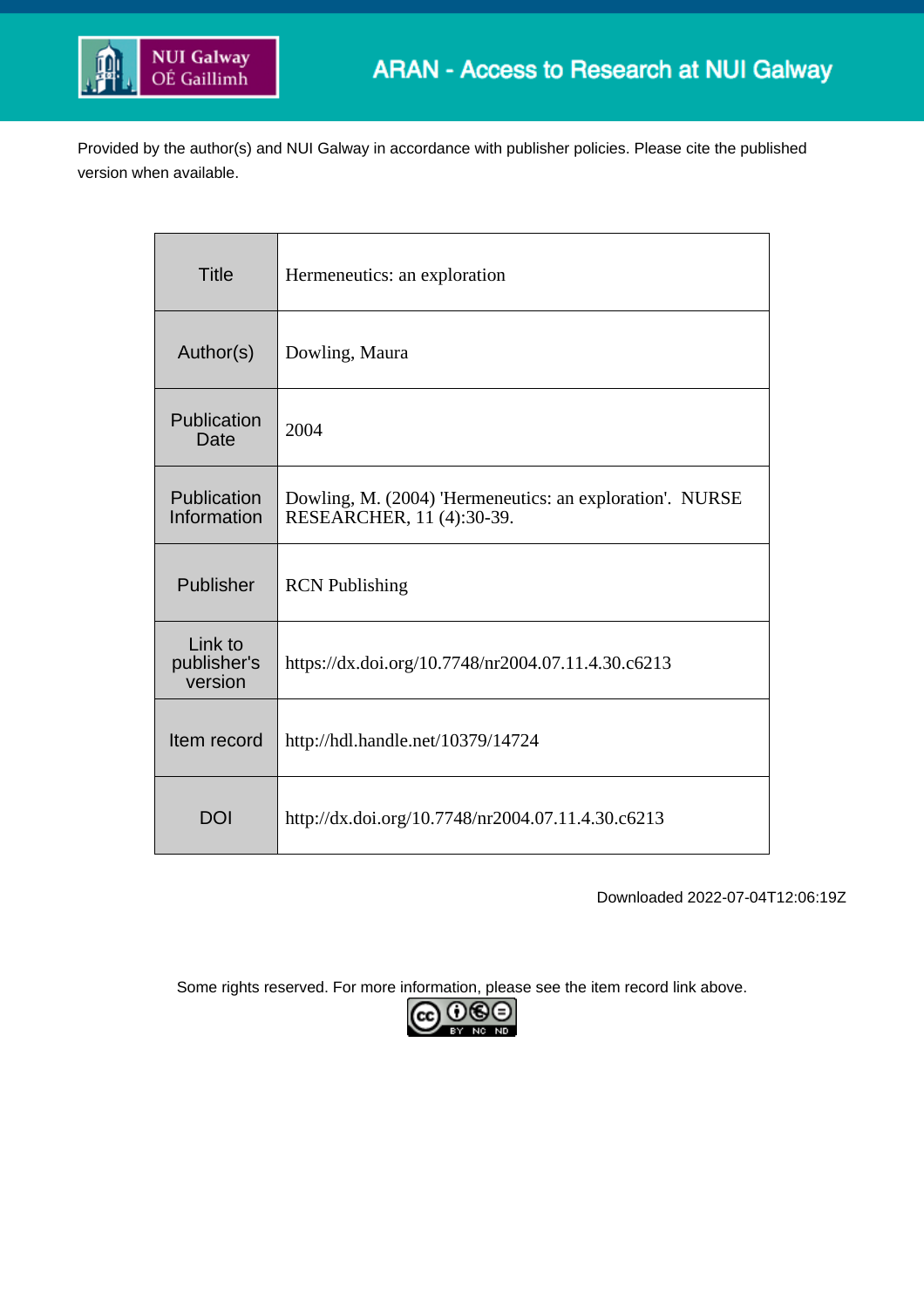NUI Galway
OÉ Gaillimh

ARAN - Access to Research at NUI Galway

Provided by the author(s) and NUI Galway in accordance with publisher policies. Please cite the published version when available.

| Title | Hermeneutics: an exploration |
|---|---|
| Author(s) | Dowling, Maura |
| Publication Date | 2004 |
| Publication Information | Dowling, M. (2004) 'Hermeneutics: an exploration'. NURSE RESEARCHER, 11 (4):30-39. |
| Publisher | RCN Publishing |
| Link to publisher's version | https://dx.doi.org/10.7748/nr2004.07.11.4.30.c6213 |
| Item record | http://hdl.handle.net/10379/14724 |
| DOI | http://dx.doi.org/10.7748/nr2004.07.11.4.30.c6213 |

Downloaded 2022-07-04T12:06:19Z

Some rights reserved. For more information, please see the item record link above.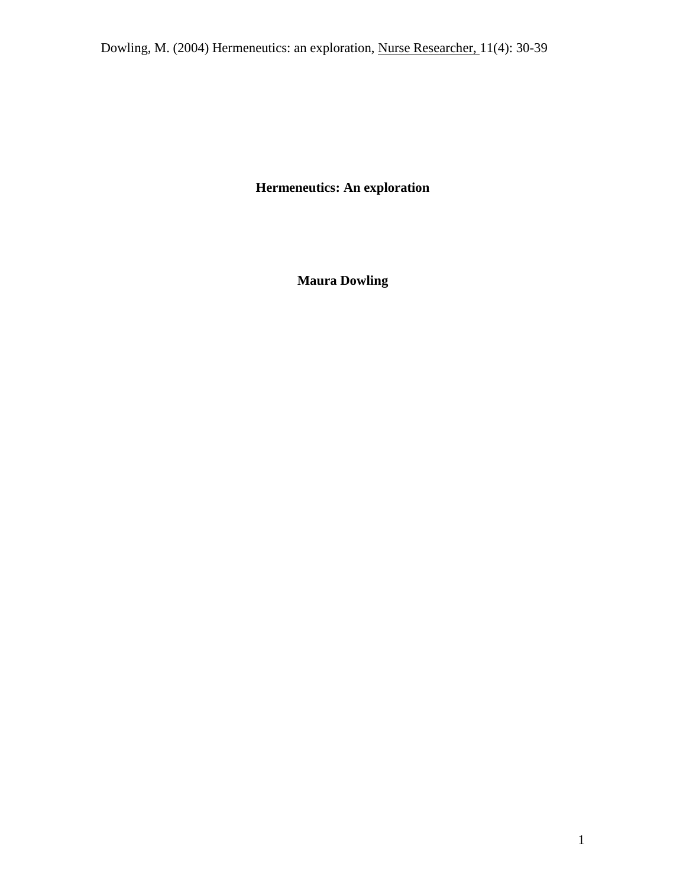Dowling, M. (2004) Hermeneutics: an exploration, Nurse Researcher, 11(4): 30-39

# Hermeneutics: An exploration

**Maura Dowling**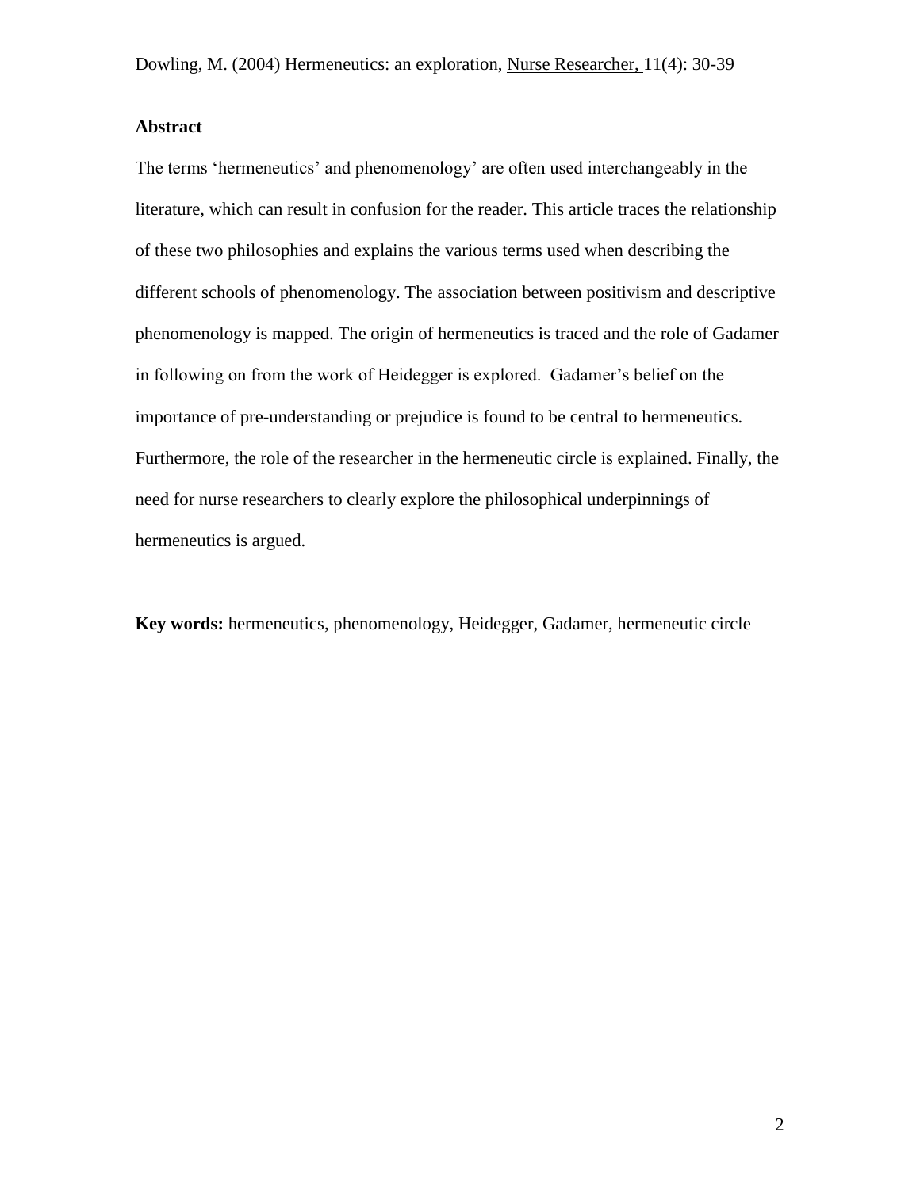**Abstract**

The terms ‘hermeneutics’ and phenomenology’ are often used interchangeably in the literature, which can result in confusion for the reader. This article traces the relationship of these two philosophies and explains the various terms used when describing the different schools of phenomenology. The association between positivism and descriptive phenomenology is mapped. The origin of hermeneutics is traced and the role of Gadamer in following on from the work of Heidegger is explored. Gadamer’s belief on the importance of pre-understanding or prejudice is found to be central to hermeneutics. Furthermore, the role of the researcher in the hermeneutic circle is explained. Finally, the need for nurse researchers to clearly explore the philosophical underpinnings of hermeneutics is argued.

**Key words:** hermeneutics, phenomenology, Heidegger, Gadamer, hermeneutic circle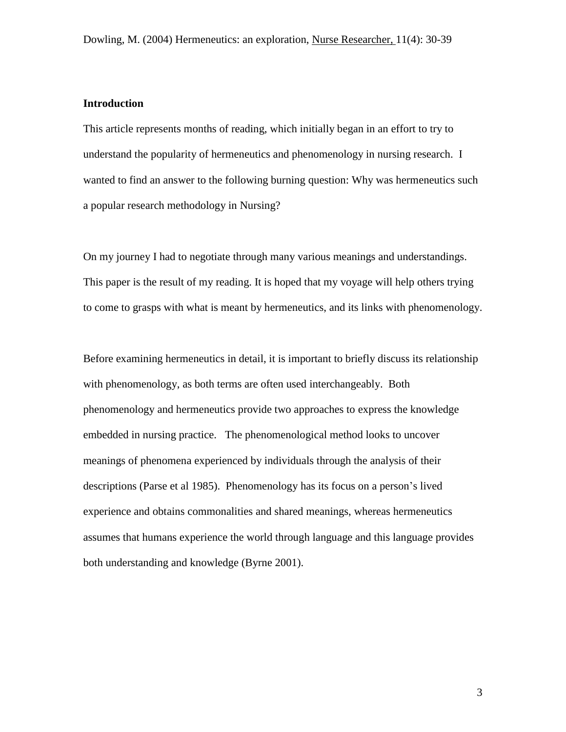## Introduction

This article represents months of reading, which initially began in an effort to try to understand the popularity of hermeneutics and phenomenology in nursing research. I wanted to find an answer to the following burning question: Why was hermeneutics such a popular research methodology in Nursing?

On my journey I had to negotiate through many various meanings and understandings. This paper is the result of my reading. It is hoped that my voyage will help others trying to come to grasps with what is meant by hermeneutics, and its links with phenomenology.

Before examining hermeneutics in detail, it is important to briefly discuss its relationship with phenomenology, as both terms are often used interchangeably. Both phenomenology and hermeneutics provide two approaches to express the knowledge embedded in nursing practice. The phenomenological method looks to uncover meanings of phenomena experienced by individuals through the analysis of their descriptions (Parse et al 1985). Phenomenology has its focus on a person's lived experience and obtains commonalities and shared meanings, whereas hermeneutics assumes that humans experience the world through language and this language provides both understanding and knowledge (Byrne 2001).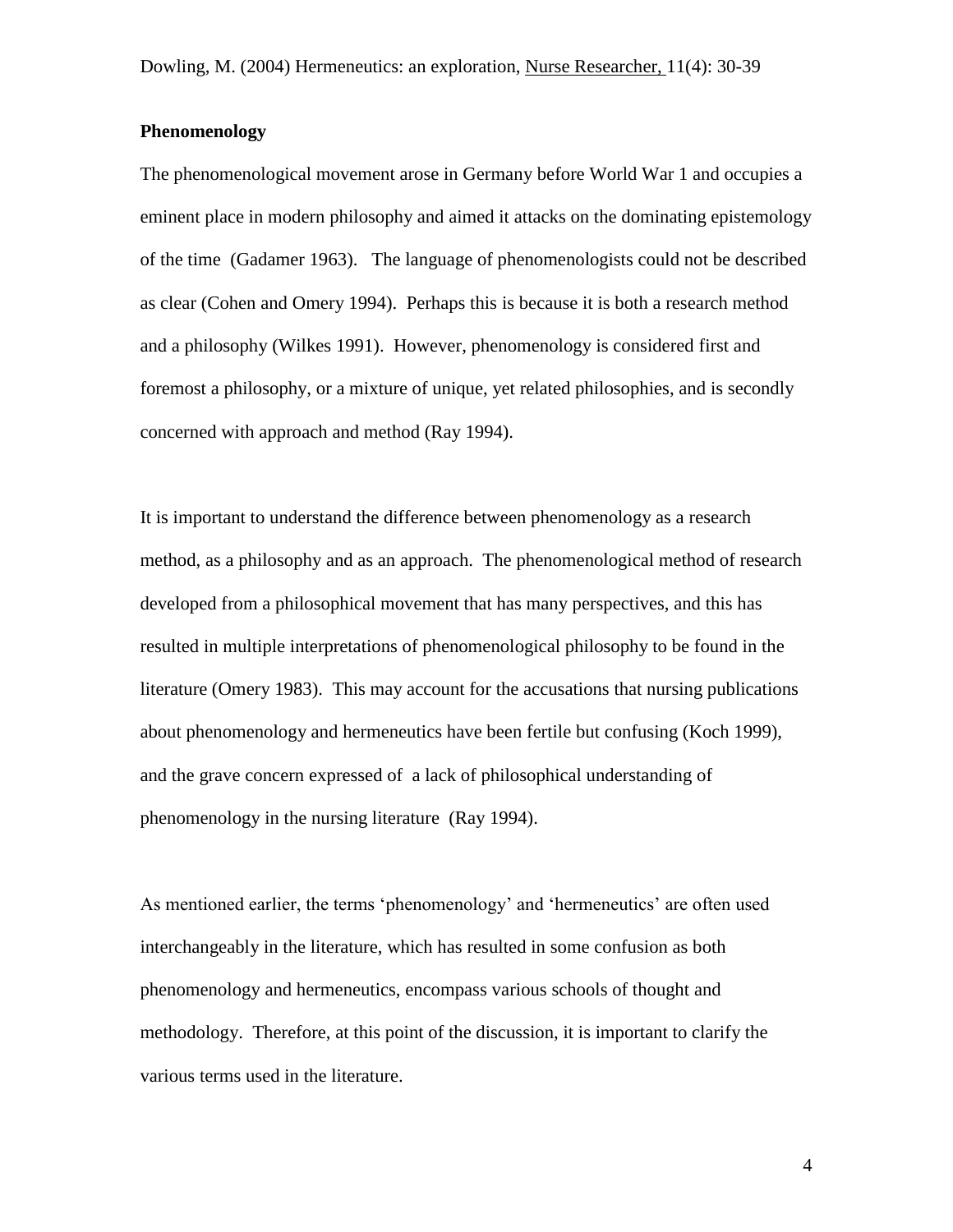## Phenomenology

The phenomenological movement arose in Germany before World War 1 and occupies a eminent place in modern philosophy and aimed it attacks on the dominating epistemology of the time (Gadamer 1963). The language of phenomenologists could not be described as clear (Cohen and Omery 1994). Perhaps this is because it is both a research method and a philosophy (Wilkes 1991). However, phenomenology is considered first and foremost a philosophy, or a mixture of unique, yet related philosophies, and is secondly concerned with approach and method (Ray 1994).

It is important to understand the difference between phenomenology as a research method, as a philosophy and as an approach. The phenomenological method of research developed from a philosophical movement that has many perspectives, and this has resulted in multiple interpretations of phenomenological philosophy to be found in the literature (Omery 1983). This may account for the accusations that nursing publications about phenomenology and hermeneutics have been fertile but confusing (Koch 1999), and the grave concern expressed of a lack of philosophical understanding of phenomenology in the nursing literature (Ray 1994).

As mentioned earlier, the terms 'phenomenology' and 'hermeneutics' are often used interchangeably in the literature, which has resulted in some confusion as both phenomenology and hermeneutics, encompass various schools of thought and methodology. Therefore, at this point of the discussion, it is important to clarify the various terms used in the literature.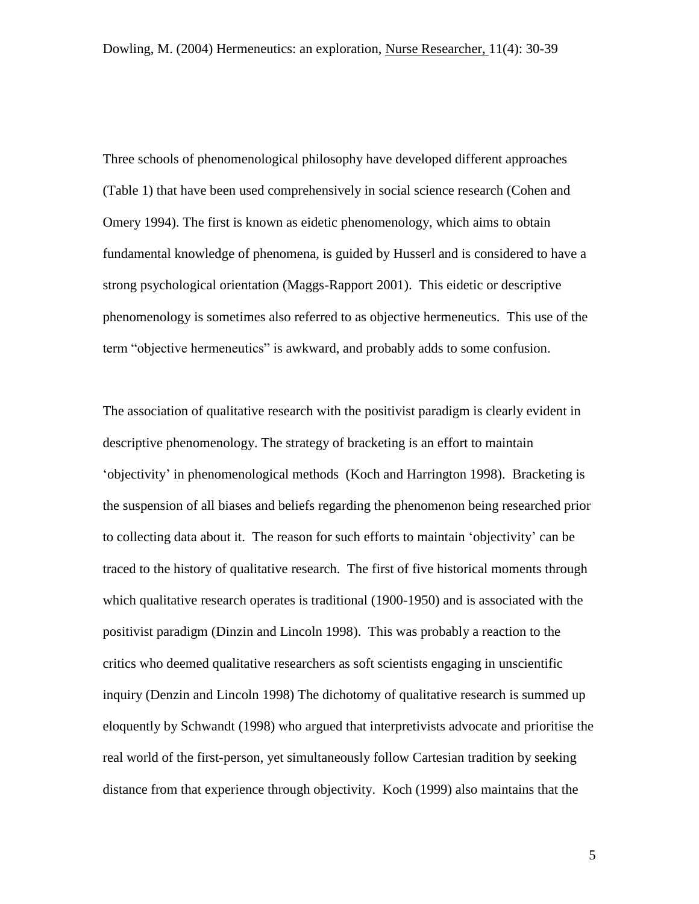Three schools of phenomenological philosophy have developed different approaches (Table 1) that have been used comprehensively in social science research (Cohen and Omery 1994). The first is known as eidetic phenomenology, which aims to obtain fundamental knowledge of phenomena, is guided by Husserl and is considered to have a strong psychological orientation (Maggs-Rapport 2001). This eidetic or descriptive phenomenology is sometimes also referred to as objective hermeneutics. This use of the term "objective hermeneutics" is awkward, and probably adds to some confusion.

The association of qualitative research with the positivist paradigm is clearly evident in descriptive phenomenology. The strategy of bracketing is an effort to maintain 'objectivity' in phenomenological methods (Koch and Harrington 1998). Bracketing is the suspension of all biases and beliefs regarding the phenomenon being researched prior to collecting data about it. The reason for such efforts to maintain 'objectivity' can be traced to the history of qualitative research. The first of five historical moments through which qualitative research operates is traditional (1900-1950) and is associated with the positivist paradigm (Dinzin and Lincoln 1998). This was probably a reaction to the critics who deemed qualitative researchers as soft scientists engaging in unscientific inquiry (Denzin and Lincoln 1998) The dichotomy of qualitative research is summed up eloquently by Schwandt (1998) who argued that interpretivists advocate and prioritise the real world of the first-person, yet simultaneously follow Cartesian tradition by seeking distance from that experience through objectivity. Koch (1999) also maintains that the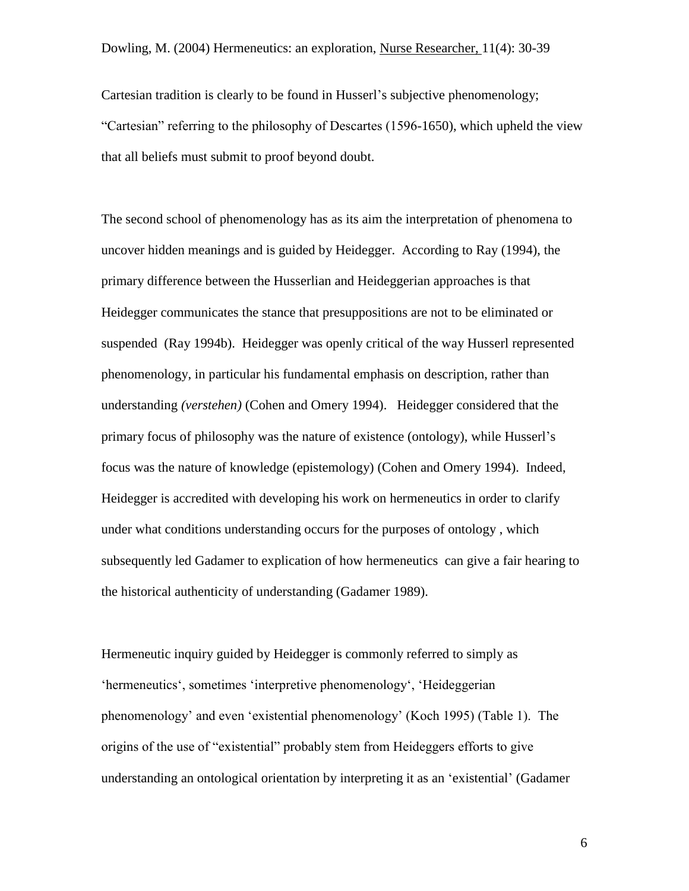Cartesian tradition is clearly to be found in Husserl's subjective phenomenology; "Cartesian" referring to the philosophy of Descartes (1596-1650), which upheld the view that all beliefs must submit to proof beyond doubt.

The second school of phenomenology has as its aim the interpretation of phenomena to uncover hidden meanings and is guided by Heidegger. According to Ray (1994), the primary difference between the Husserlian and Heideggerian approaches is that Heidegger communicates the stance that presuppositions are not to be eliminated or suspended (Ray 1994b). Heidegger was openly critical of the way Husserl represented phenomenology, in particular his fundamental emphasis on description, rather than understanding *(verstehen)* (Cohen and Omery 1994). Heidegger considered that the primary focus of philosophy was the nature of existence (ontology), while Husserl's focus was the nature of knowledge (epistemology) (Cohen and Omery 1994). Indeed, Heidegger is accredited with developing his work on hermeneutics in order to clarify under what conditions understanding occurs for the purposes of ontology , which subsequently led Gadamer to explication of how hermeneutics can give a fair hearing to the historical authenticity of understanding (Gadamer 1989).

Hermeneutic inquiry guided by Heidegger is commonly referred to simply as 'hermeneutics', sometimes 'interpretive phenomenology', 'Heideggerian phenomenology' and even 'existential phenomenology' (Koch 1995) (Table 1). The origins of the use of "existential" probably stem from Heideggers efforts to give understanding an ontological orientation by interpreting it as an 'existential' (Gadamer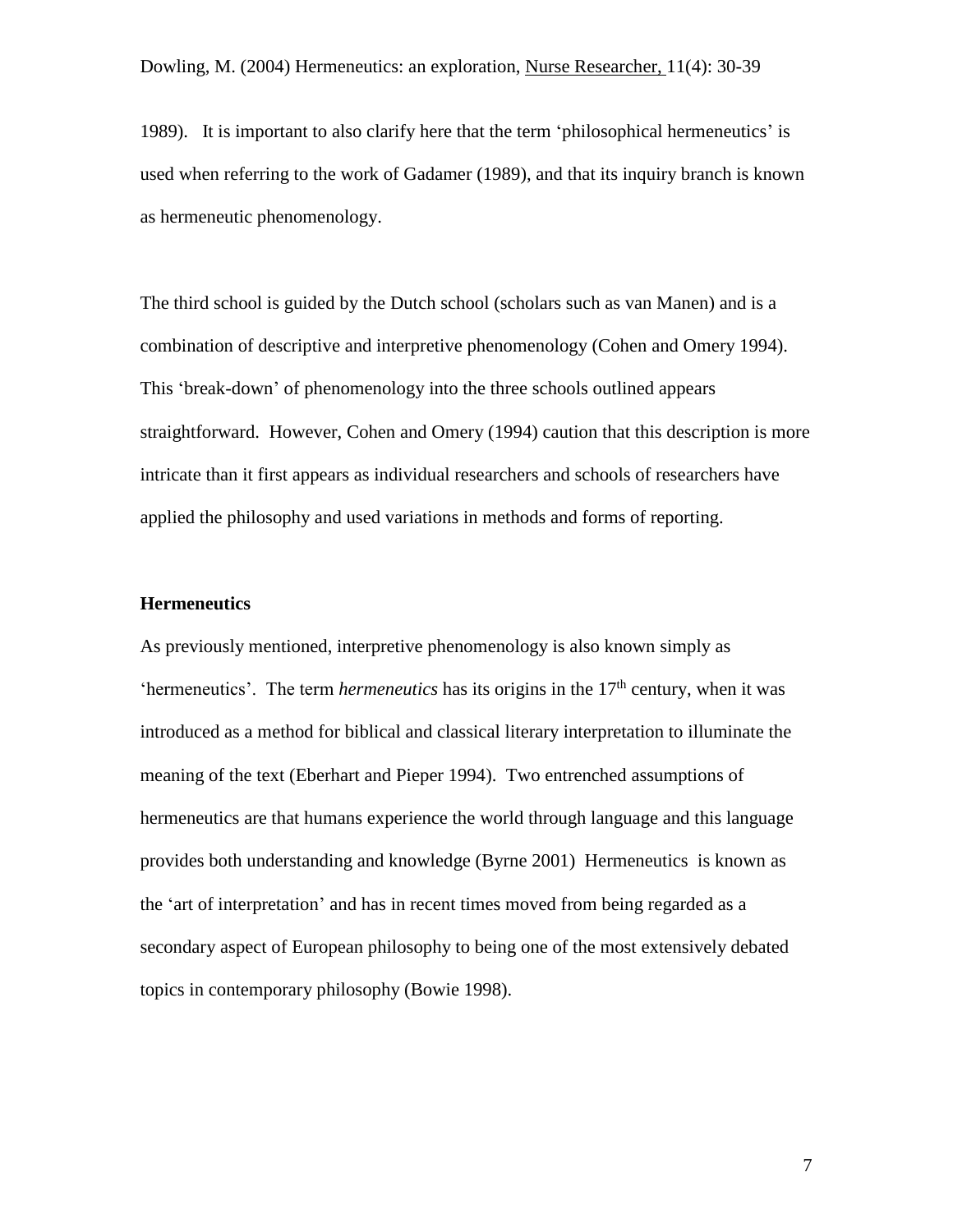1989). It is important to also clarify here that the term 'philosophical hermeneutics' is used when referring to the work of Gadamer (1989), and that its inquiry branch is known as hermeneutic phenomenology.

The third school is guided by the Dutch school (scholars such as van Manen) and is a combination of descriptive and interpretive phenomenology (Cohen and Omery 1994). This 'break-down' of phenomenology into the three schools outlined appears straightforward. However, Cohen and Omery (1994) caution that this description is more intricate than it first appears as individual researchers and schools of researchers have applied the philosophy and used variations in methods and forms of reporting.

**Hermeneutics**

As previously mentioned, interpretive phenomenology is also known simply as 'hermeneutics'. The term *hermeneutics* has its origins in the 17$^{th}$ century, when it was introduced as a method for biblical and classical literary interpretation to illuminate the meaning of the text (Eberhart and Pieper 1994). Two entrenched assumptions of hermeneutics are that humans experience the world through language and this language provides both understanding and knowledge (Byrne 2001) Hermeneutics is known as the 'art of interpretation' and has in recent times moved from being regarded as a secondary aspect of European philosophy to being one of the most extensively debated topics in contemporary philosophy (Bowie 1998).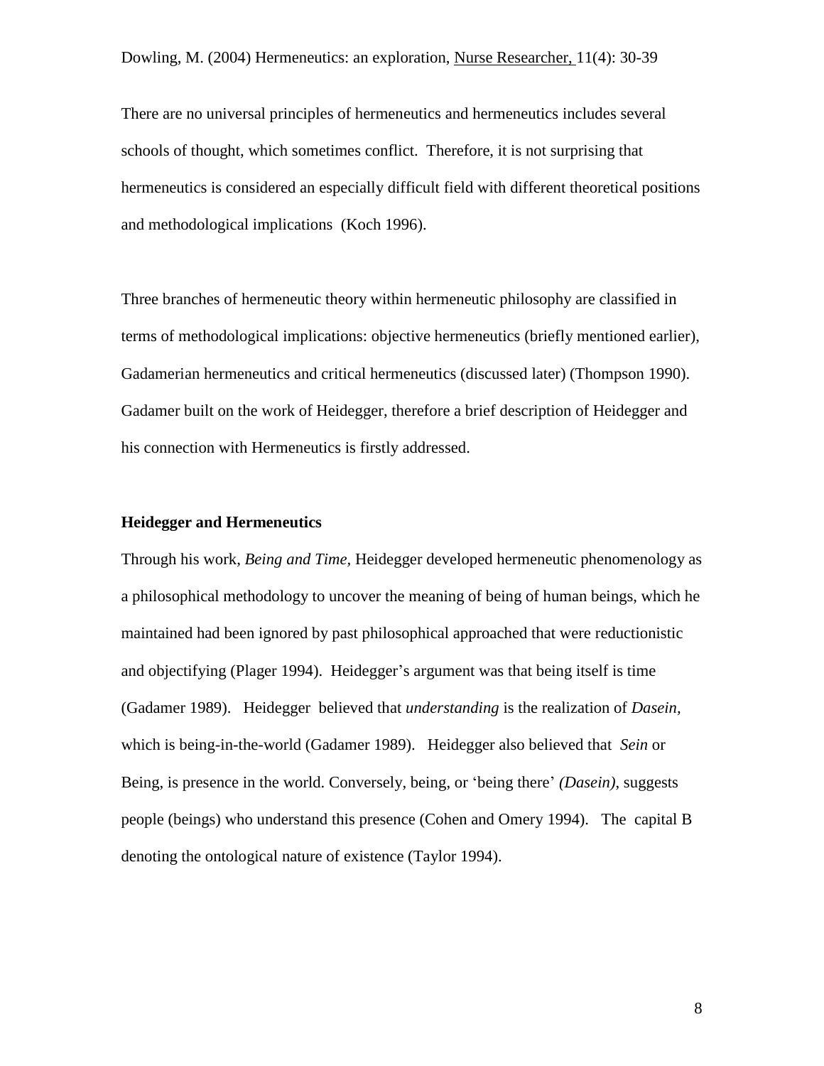There are no universal principles of hermeneutics and hermeneutics includes several schools of thought, which sometimes conflict. Therefore, it is not surprising that hermeneutics is considered an especially difficult field with different theoretical positions and methodological implications (Koch 1996).

Three branches of hermeneutic theory within hermeneutic philosophy are classified in terms of methodological implications: objective hermeneutics (briefly mentioned earlier), Gadamerian hermeneutics and critical hermeneutics (discussed later) (Thompson 1990). Gadamer built on the work of Heidegger, therefore a brief description of Heidegger and his connection with Hermeneutics is firstly addressed.

**Heidegger and Hermeneutics**

Through his work, *Being and Time*, Heidegger developed hermeneutic phenomenology as a philosophical methodology to uncover the meaning of being of human beings, which he maintained had been ignored by past philosophical approached that were reductionistic and objectifying (Plager 1994). Heidegger's argument was that being itself is time (Gadamer 1989). Heidegger believed that *understanding* is the realization of *Dasein*, which is being-in-the-world (Gadamer 1989). Heidegger also believed that *Sein* or Being, is presence in the world. Conversely, being, or 'being there' *(Dasein)*, suggests people (beings) who understand this presence (Cohen and Omery 1994). The capital B denoting the ontological nature of existence (Taylor 1994).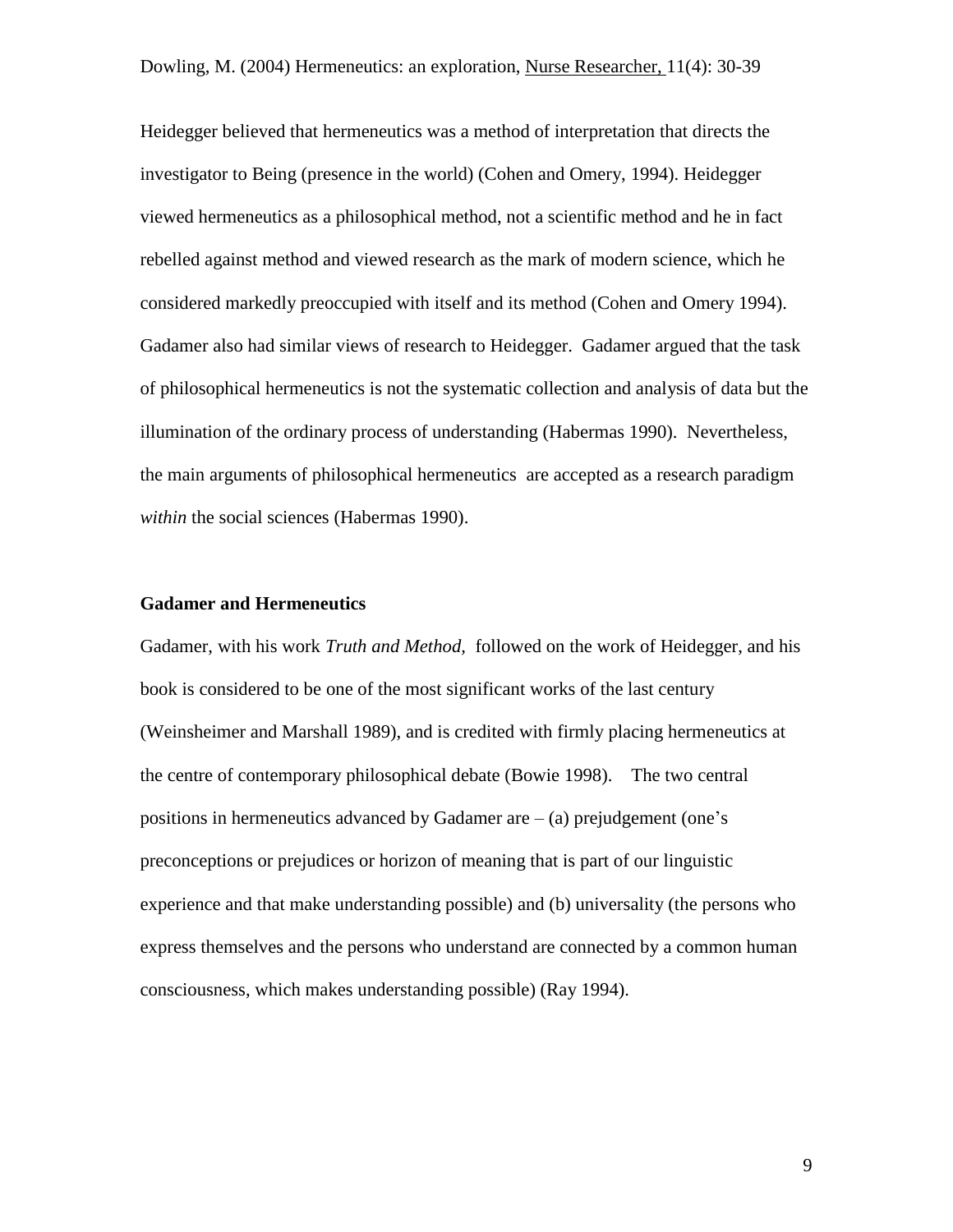Heidegger believed that hermeneutics was a method of interpretation that directs the investigator to Being (presence in the world) (Cohen and Omery, 1994). Heidegger viewed hermeneutics as a philosophical method, not a scientific method and he in fact rebelled against method and viewed research as the mark of modern science, which he considered markedly preoccupied with itself and its method (Cohen and Omery 1994). Gadamer also had similar views of research to Heidegger. Gadamer argued that the task of philosophical hermeneutics is not the systematic collection and analysis of data but the illumination of the ordinary process of understanding (Habermas 1990). Nevertheless, the main arguments of philosophical hermeneutics are accepted as a research paradigm *within* the social sciences (Habermas 1990).

**Gadamer and Hermeneutics**

Gadamer, with his work *Truth and Method,* followed on the work of Heidegger, and his book is considered to be one of the most significant works of the last century (Weinsheimer and Marshall 1989), and is credited with firmly placing hermeneutics at the centre of contemporary philosophical debate (Bowie 1998). The two central positions in hermeneutics advanced by Gadamer are – (a) prejudgement (one's preconceptions or prejudices or horizon of meaning that is part of our linguistic experience and that make understanding possible) and (b) universality (the persons who express themselves and the persons who understand are connected by a common human consciousness, which makes understanding possible) (Ray 1994).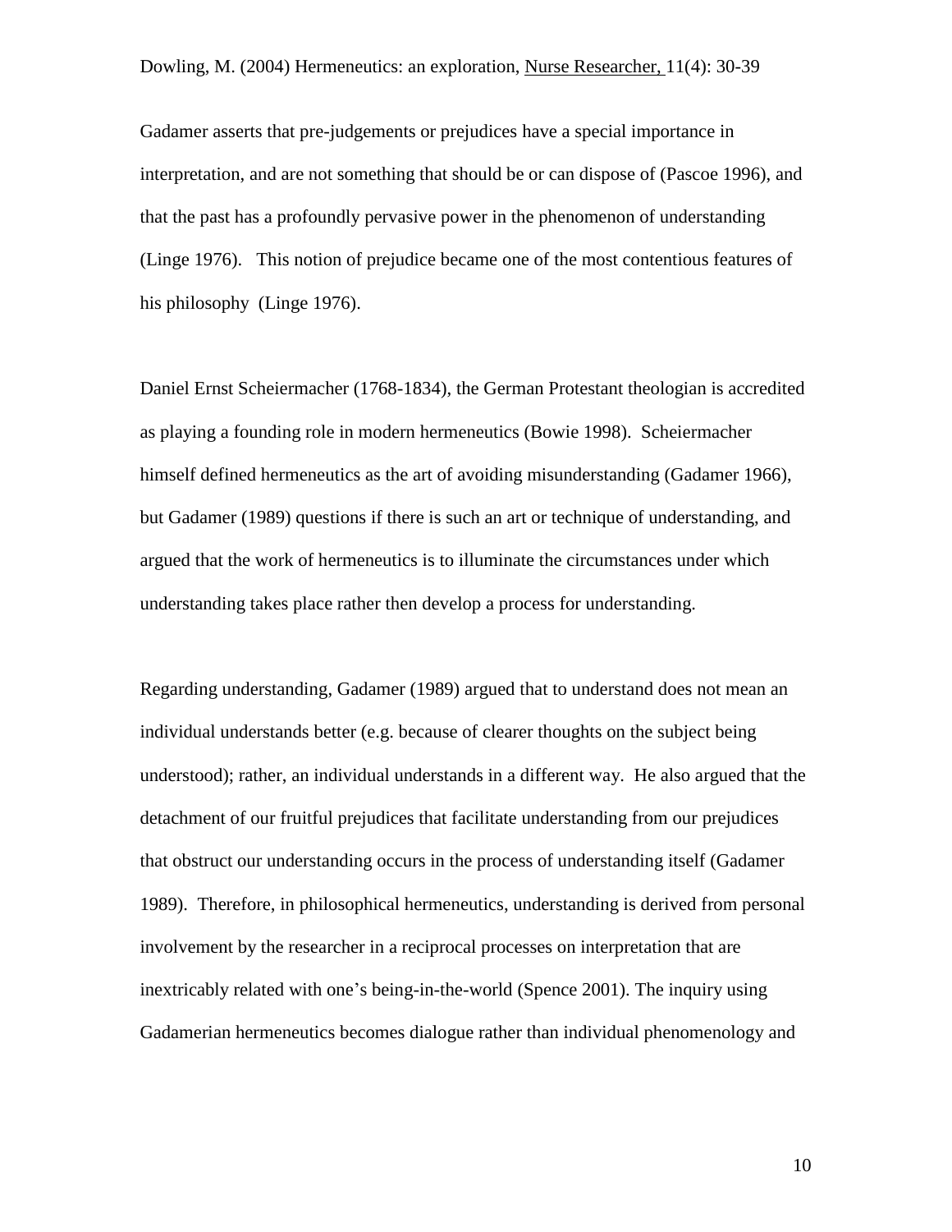Gadamer asserts that pre-judgements or prejudices have a special importance in interpretation, and are not something that should be or can dispose of (Pascoe 1996), and that the past has a profoundly pervasive power in the phenomenon of understanding (Linge 1976). This notion of prejudice became one of the most contentious features of his philosophy (Linge 1976).

Daniel Ernst Scheiermacher (1768-1834), the German Protestant theologian is accredited as playing a founding role in modern hermeneutics (Bowie 1998). Scheiermacher himself defined hermeneutics as the art of avoiding misunderstanding (Gadamer 1966), but Gadamer (1989) questions if there is such an art or technique of understanding, and argued that the work of hermeneutics is to illuminate the circumstances under which understanding takes place rather then develop a process for understanding.

Regarding understanding, Gadamer (1989) argued that to understand does not mean an individual understands better (e.g. because of clearer thoughts on the subject being understood); rather, an individual understands in a different way. He also argued that the detachment of our fruitful prejudices that facilitate understanding from our prejudices that obstruct our understanding occurs in the process of understanding itself (Gadamer 1989). Therefore, in philosophical hermeneutics, understanding is derived from personal involvement by the researcher in a reciprocal processes on interpretation that are inextricably related with one's being-in-the-world (Spence 2001). The inquiry using Gadamerian hermeneutics becomes dialogue rather than individual phenomenology and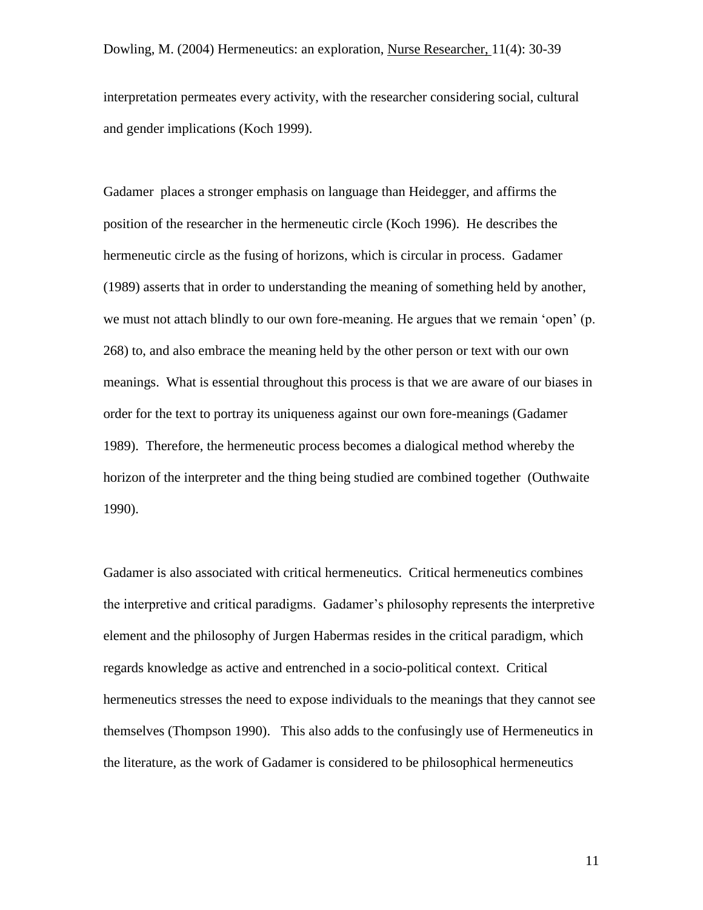interpretation permeates every activity, with the researcher considering social, cultural and gender implications (Koch 1999).

Gadamer places a stronger emphasis on language than Heidegger, and affirms the position of the researcher in the hermeneutic circle (Koch 1996). He describes the hermeneutic circle as the fusing of horizons, which is circular in process. Gadamer (1989) asserts that in order to understanding the meaning of something held by another, we must not attach blindly to our own fore-meaning. He argues that we remain 'open' (p. 268) to, and also embrace the meaning held by the other person or text with our own meanings. What is essential throughout this process is that we are aware of our biases in order for the text to portray its uniqueness against our own fore-meanings (Gadamer 1989). Therefore, the hermeneutic process becomes a dialogical method whereby the horizon of the interpreter and the thing being studied are combined together (Outhwaite 1990).

Gadamer is also associated with critical hermeneutics. Critical hermeneutics combines the interpretive and critical paradigms. Gadamer's philosophy represents the interpretive element and the philosophy of Jurgen Habermas resides in the critical paradigm, which regards knowledge as active and entrenched in a socio-political context. Critical hermeneutics stresses the need to expose individuals to the meanings that they cannot see themselves (Thompson 1990). This also adds to the confusingly use of Hermeneutics in the literature, as the work of Gadamer is considered to be philosophical hermeneutics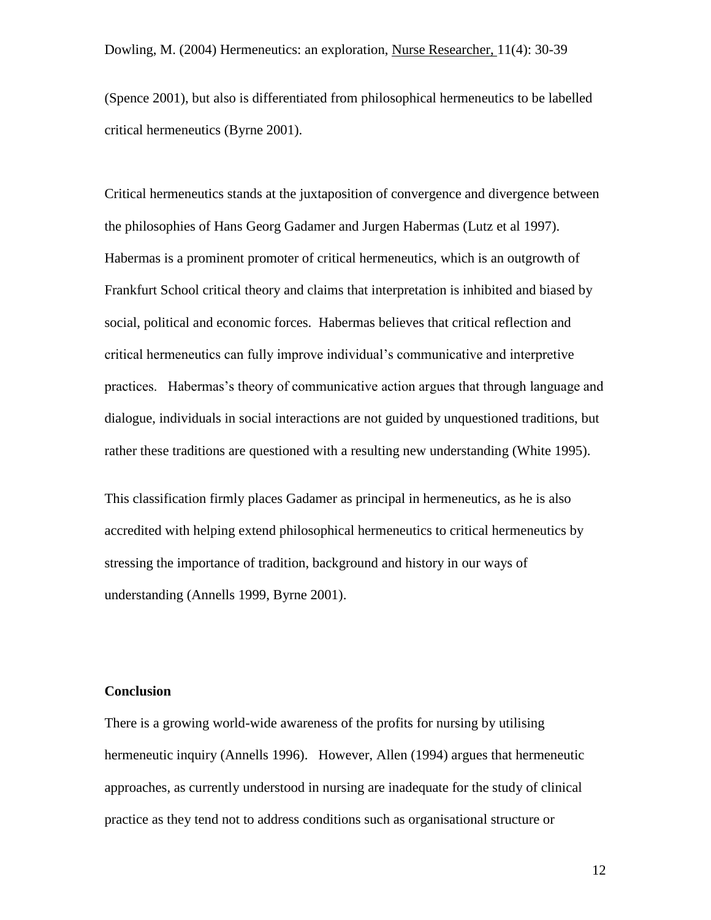(Spence 2001), but also is differentiated from philosophical hermeneutics to be labelled critical hermeneutics (Byrne 2001).

Critical hermeneutics stands at the juxtaposition of convergence and divergence between the philosophies of Hans Georg Gadamer and Jurgen Habermas (Lutz et al 1997). Habermas is a prominent promoter of critical hermeneutics, which is an outgrowth of Frankfurt School critical theory and claims that interpretation is inhibited and biased by social, political and economic forces. Habermas believes that critical reflection and critical hermeneutics can fully improve individual's communicative and interpretive practices. Habermas's theory of communicative action argues that through language and dialogue, individuals in social interactions are not guided by unquestioned traditions, but rather these traditions are questioned with a resulting new understanding (White 1995).

This classification firmly places Gadamer as principal in hermeneutics, as he is also accredited with helping extend philosophical hermeneutics to critical hermeneutics by stressing the importance of tradition, background and history in our ways of understanding (Annells 1999, Byrne 2001).

**Conclusion**

There is a growing world-wide awareness of the profits for nursing by utilising hermeneutic inquiry (Annells 1996). However, Allen (1994) argues that hermeneutic approaches, as currently understood in nursing are inadequate for the study of clinical practice as they tend not to address conditions such as organisational structure or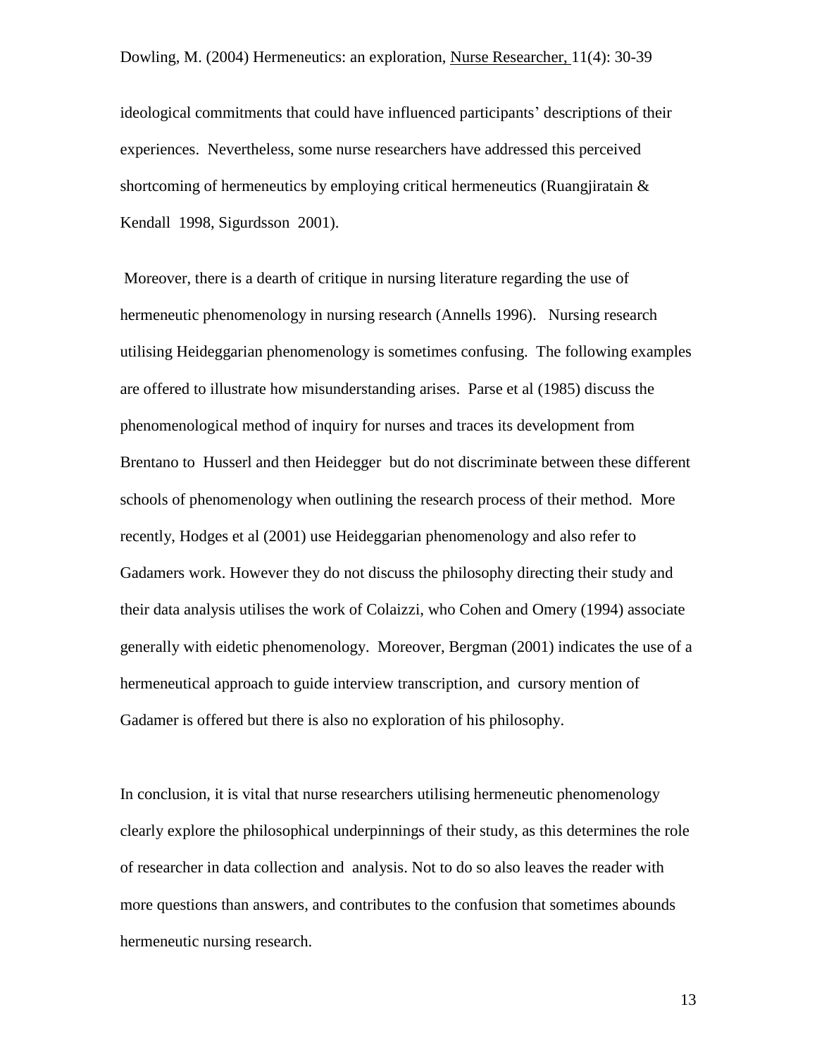ideological commitments that could have influenced participants' descriptions of their experiences. Nevertheless, some nurse researchers have addressed this perceived shortcoming of hermeneutics by employing critical hermeneutics (Ruangjiratain & Kendall 1998, Sigurdsson 2001).

Moreover, there is a dearth of critique in nursing literature regarding the use of hermeneutic phenomenology in nursing research (Annells 1996). Nursing research utilising Heideggarian phenomenology is sometimes confusing. The following examples are offered to illustrate how misunderstanding arises. Parse et al (1985) discuss the phenomenological method of inquiry for nurses and traces its development from Brentano to Husserl and then Heidegger but do not discriminate between these different schools of phenomenology when outlining the research process of their method. More recently, Hodges et al (2001) use Heideggarian phenomenology and also refer to Gadamers work. However they do not discuss the philosophy directing their study and their data analysis utilises the work of Colaizzi, who Cohen and Omery (1994) associate generally with eidetic phenomenology. Moreover, Bergman (2001) indicates the use of a hermeneutical approach to guide interview transcription, and cursory mention of Gadamer is offered but there is also no exploration of his philosophy.

In conclusion, it is vital that nurse researchers utilising hermeneutic phenomenology clearly explore the philosophical underpinnings of their study, as this determines the role of researcher in data collection and analysis. Not to do so also leaves the reader with more questions than answers, and contributes to the confusion that sometimes abounds hermeneutic nursing research.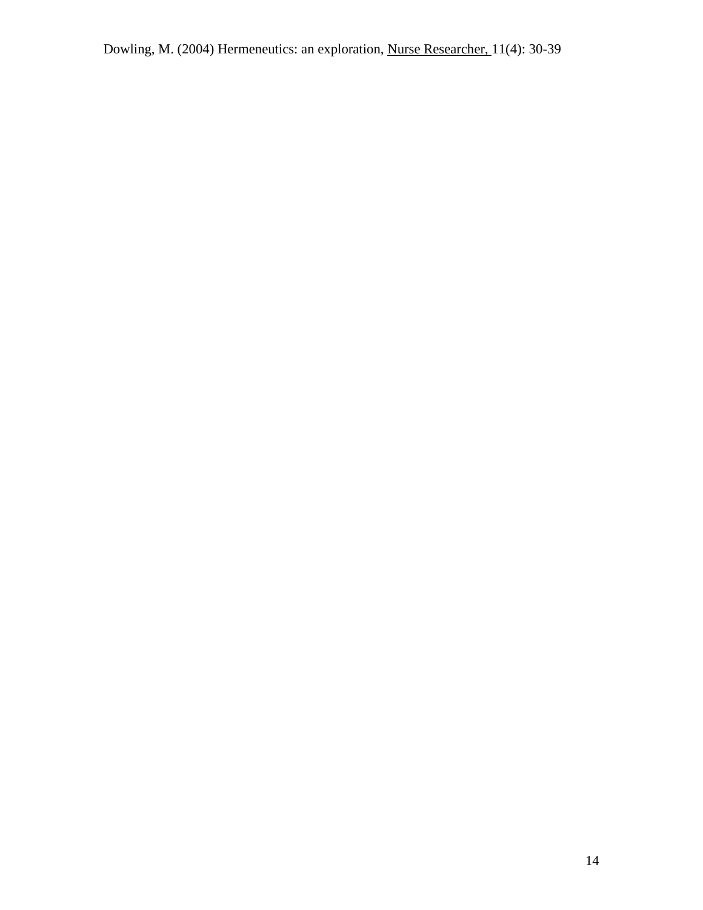Dowling, M. (2004) Hermeneutics: an exploration, Nurse Researcher, 11(4): 30-39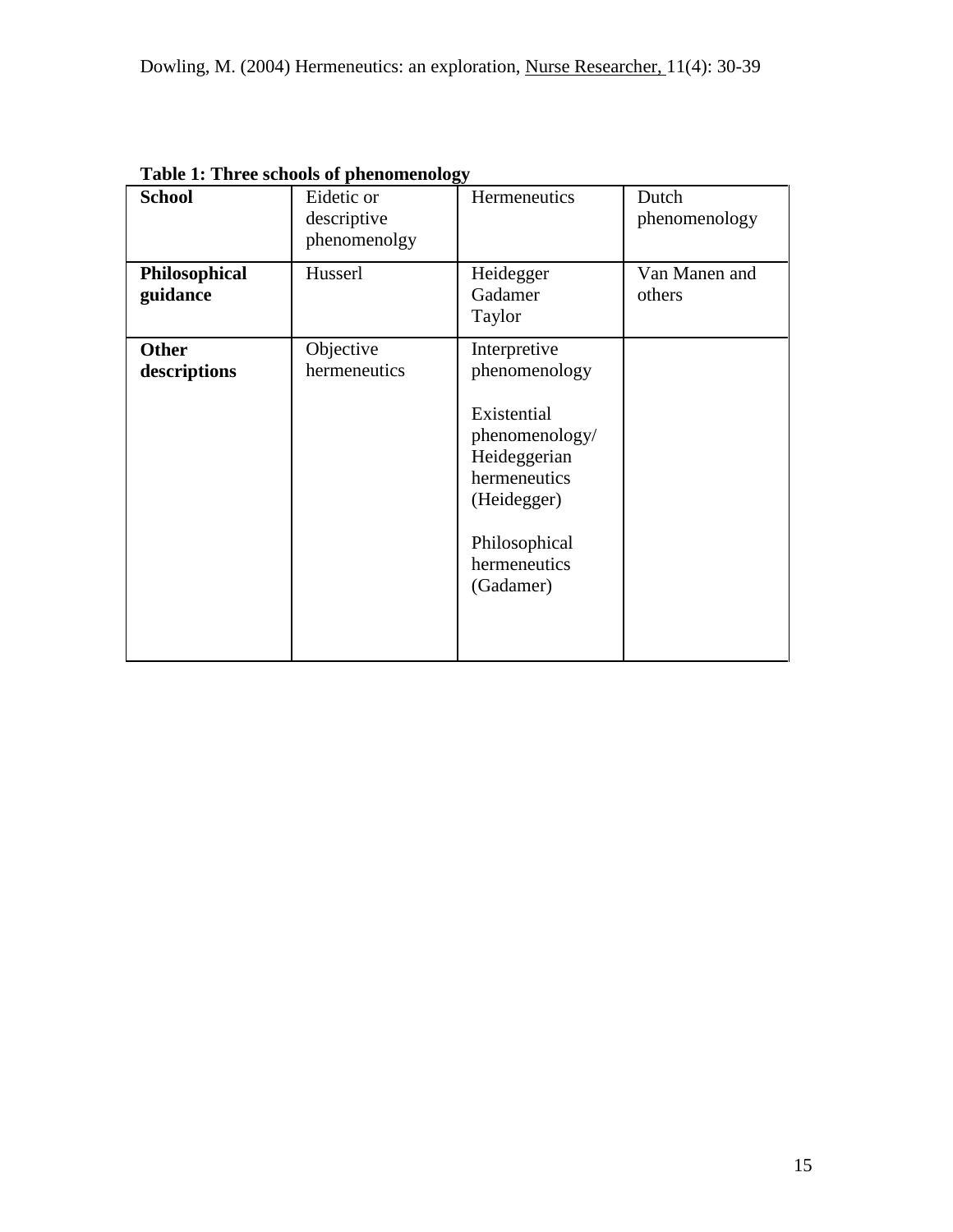**Table 1: Three schools of phenomenology**

| **School** | Eidetic or descriptive phenomenolgy | Hermeneutics | Dutch phenomenology |
|---|---|---|---|
| **Philosophical guidance** | Husserl | Heidegger<br>Gadamer<br>Taylor | Van Manen and others |
| **Other descriptions** | Objective hermeneutics | Interpretive phenomenology<br><br>Existential phenomenology/ Heideggerian hermeneutics (Heidegger)<br><br>Philosophical hermeneutics (Gadamer) | |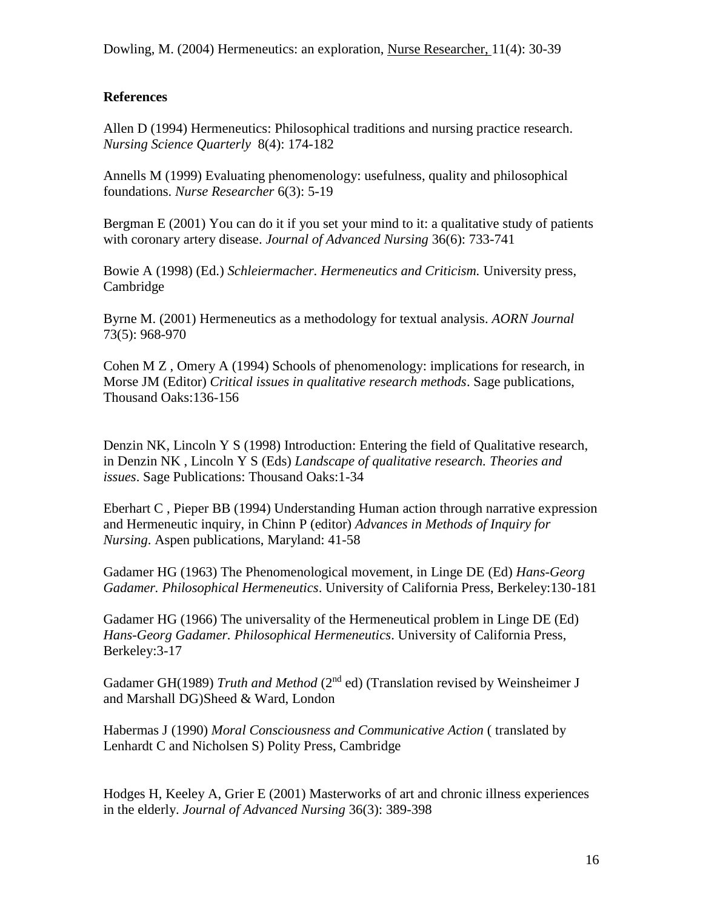Dowling, M. (2004) Hermeneutics: an exploration, Nurse Researcher, 11(4): 30-39

**References**

Allen D (1994) Hermeneutics: Philosophical traditions and nursing practice research. *Nursing Science Quarterly* 8(4): 174-182

Annells M (1999) Evaluating phenomenology: usefulness, quality and philosophical foundations. *Nurse Researcher* 6(3): 5-19

Bergman E (2001) You can do it if you set your mind to it: a qualitative study of patients with coronary artery disease. *Journal of Advanced Nursing* 36(6): 733-741

Bowie A (1998) (Ed.) *Schleiermacher. Hermeneutics and Criticism.* University press, Cambridge

Byrne M. (2001) Hermeneutics as a methodology for textual analysis. *AORN Journal* 73(5): 968-970

Cohen M Z , Omery A (1994) Schools of phenomenology: implications for research, in Morse JM (Editor) *Critical issues in qualitative research methods*. Sage publications, Thousand Oaks:136-156

Denzin NK, Lincoln Y S (1998) Introduction: Entering the field of Qualitative research, in Denzin NK , Lincoln Y S (Eds) *Landscape of qualitative research. Theories and issues*. Sage Publications: Thousand Oaks:1-34

Eberhart C , Pieper BB (1994) Understanding Human action through narrative expression and Hermeneutic inquiry, in Chinn P (editor) *Advances in Methods of Inquiry for Nursing.* Aspen publications, Maryland: 41-58

Gadamer HG (1963) The Phenomenological movement, in Linge DE (Ed) *Hans-Georg Gadamer. Philosophical Hermeneutics*. University of California Press, Berkeley:130-181

Gadamer HG (1966) The universality of the Hermeneutical problem in Linge DE (Ed) *Hans-Georg Gadamer. Philosophical Hermeneutics*. University of California Press, Berkeley:3-17

Gadamer GH(1989) *Truth and Method* (2nd ed) (Translation revised by Weinsheimer J and Marshall DG)Sheed & Ward, London

Habermas J (1990) *Moral Consciousness and Communicative Action* ( translated by Lenhardt C and Nicholsen S) Polity Press, Cambridge

Hodges H, Keeley A, Grier E (2001) Masterworks of art and chronic illness experiences in the elderly. *Journal of Advanced Nursing* 36(3): 389-398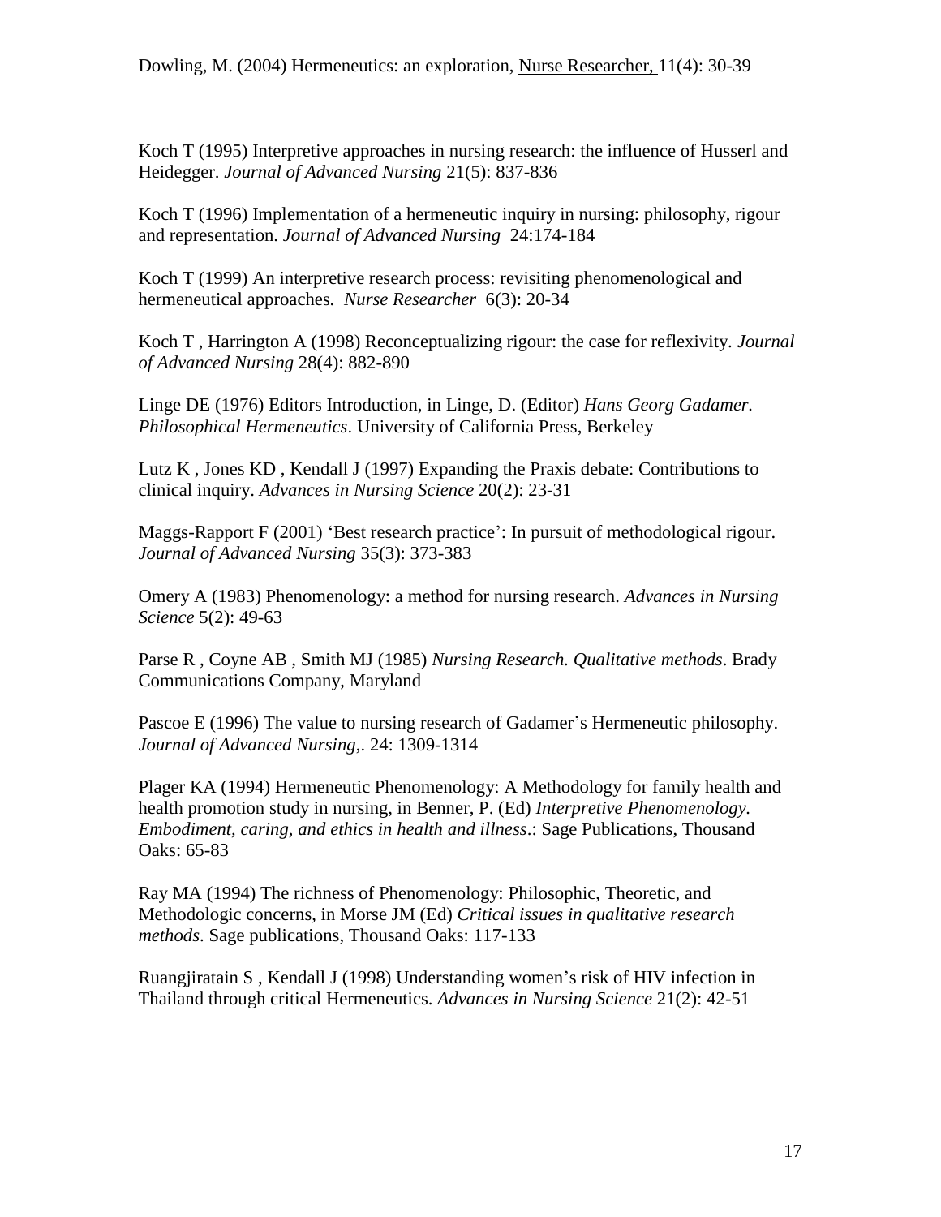Dowling, M. (2004) Hermeneutics: an exploration, Nurse Researcher, 11(4): 30-39

Koch T (1995) Interpretive approaches in nursing research: the influence of Husserl and Heidegger. *Journal of Advanced Nursing* 21(5): 837-836

Koch T (1996) Implementation of a hermeneutic inquiry in nursing: philosophy, rigour and representation. *Journal of Advanced Nursing* 24:174-184

Koch T (1999) An interpretive research process: revisiting phenomenological and hermeneutical approaches. *Nurse Researcher* 6(3): 20-34

Koch T , Harrington A (1998) Reconceptualizing rigour: the case for reflexivity. *Journal of Advanced Nursing* 28(4): 882-890

Linge DE (1976) Editors Introduction, in Linge, D. (Editor) *Hans Georg Gadamer. Philosophical Hermeneutics*. University of California Press, Berkeley

Lutz K , Jones KD , Kendall J (1997) Expanding the Praxis debate: Contributions to clinical inquiry. *Advances in Nursing Science* 20(2): 23-31

Maggs-Rapport F (2001) 'Best research practice': In pursuit of methodological rigour. *Journal of Advanced Nursing* 35(3): 373-383

Omery A (1983) Phenomenology: a method for nursing research. *Advances in Nursing Science* 5(2): 49-63

Parse R , Coyne AB , Smith MJ (1985) *Nursing Research. Qualitative methods*. Brady Communications Company, Maryland

Pascoe E (1996) The value to nursing research of Gadamer's Hermeneutic philosophy. *Journal of Advanced Nursing*,. 24: 1309-1314

Plager KA (1994) Hermeneutic Phenomenology: A Methodology for family health and health promotion study in nursing, in Benner, P. (Ed) *Interpretive Phenomenology. Embodiment, caring, and ethics in health and illness*.: Sage Publications, Thousand Oaks: 65-83

Ray MA (1994) The richness of Phenomenology: Philosophic, Theoretic, and Methodologic concerns, in Morse JM (Ed) *Critical issues in qualitative research methods*. Sage publications, Thousand Oaks: 117-133

Ruangjiratain S , Kendall J (1998) Understanding women's risk of HIV infection in Thailand through critical Hermeneutics. *Advances in Nursing Science* 21(2): 42-51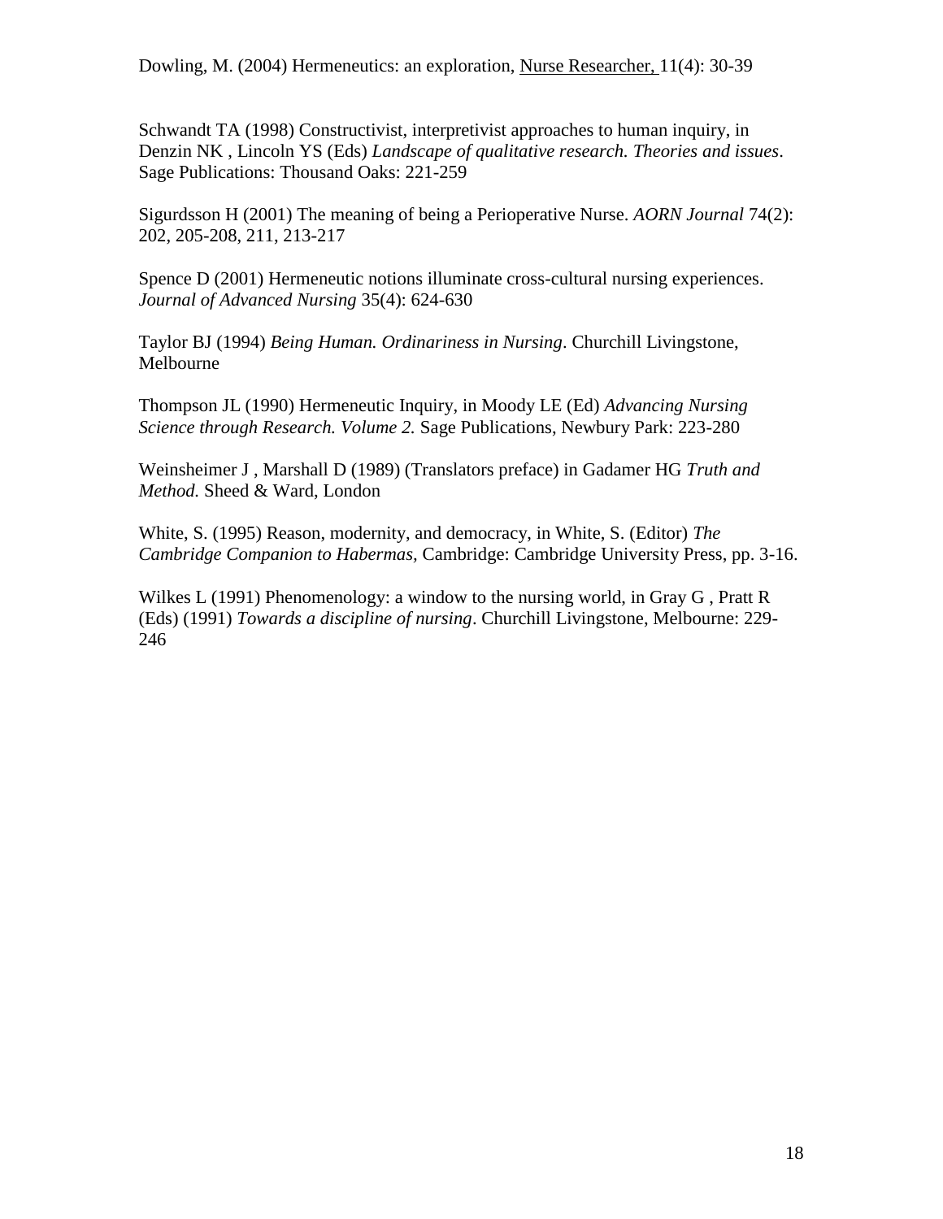Dowling, M. (2004) Hermeneutics: an exploration, <u>Nurse Researcher,</u> 11(4): 30-39

Schwandt TA (1998) Constructivist, interpretivist approaches to human inquiry, in Denzin NK , Lincoln YS (Eds) *Landscape of qualitative research. Theories and issues*. Sage Publications: Thousand Oaks: 221-259

Sigurdsson H (2001) The meaning of being a Perioperative Nurse. *AORN Journal* 74(2): 202, 205-208, 211, 213-217

Spence D (2001) Hermeneutic notions illuminate cross-cultural nursing experiences. *Journal of Advanced Nursing* 35(4): 624-630

Taylor BJ (1994) *Being Human. Ordinariness in Nursing*. Churchill Livingstone, Melbourne

Thompson JL (1990) Hermeneutic Inquiry, in Moody LE (Ed) *Advancing Nursing Science through Research. Volume 2.* Sage Publications, Newbury Park: 223-280

Weinsheimer J , Marshall D (1989) (Translators preface) in Gadamer HG *Truth and Method.* Sheed & Ward, London

White, S. (1995) Reason, modernity, and democracy, in White, S. (Editor) *The Cambridge Companion to Habermas,* Cambridge: Cambridge University Press, pp. 3-16.

Wilkes L (1991) Phenomenology: a window to the nursing world, in Gray G , Pratt R (Eds) (1991) *Towards a discipline of nursing*. Churchill Livingstone, Melbourne: 229-246